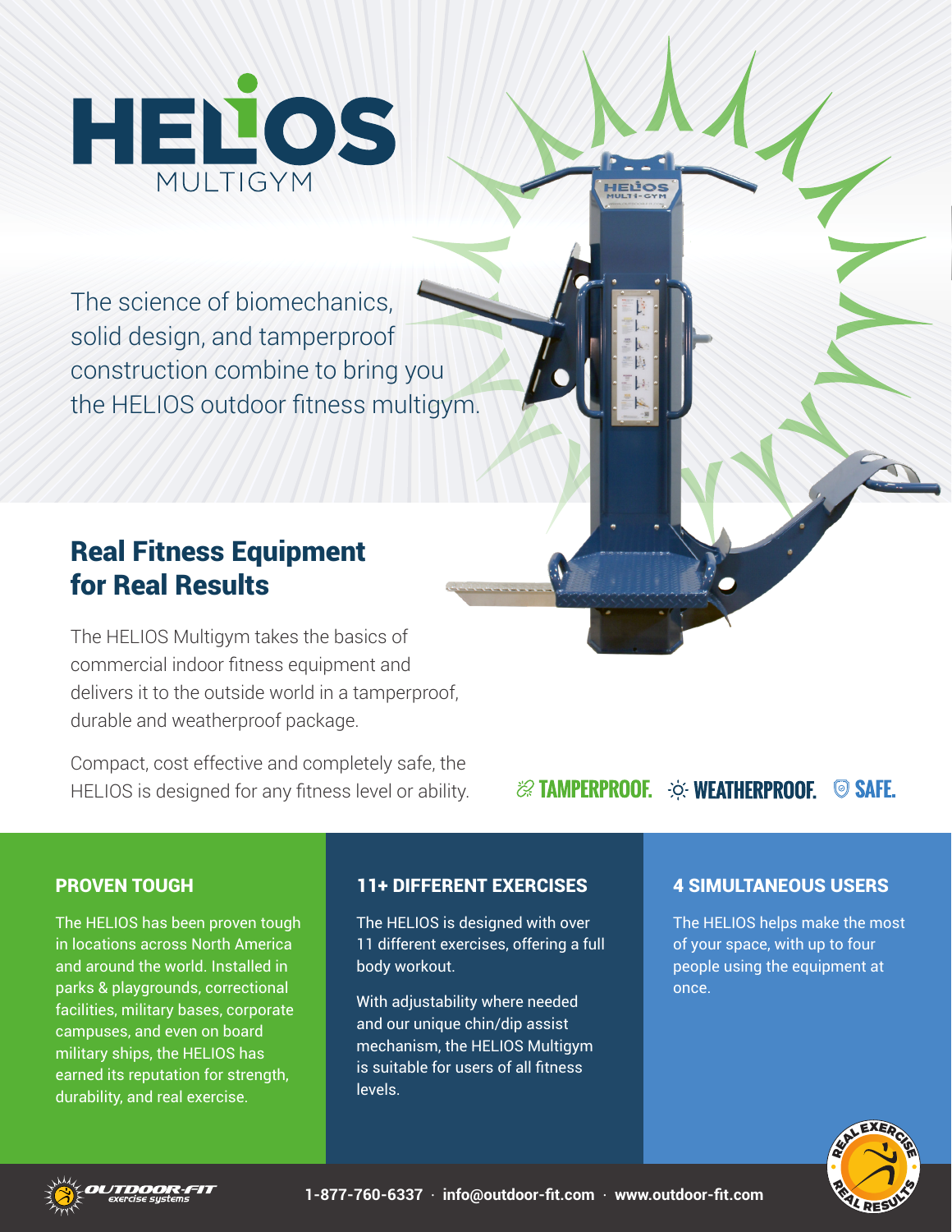# HELIOS MULTIGYM

The science of biomechanics, solid design, and tamperproof construction combine to bring you the HELIOS outdoor fitness multigym.

## Real Fitness Equipment for Real Results

The HELIOS Multigym takes the basics of commercial indoor fitness equipment and delivers it to the outside world in a tamperproof, durable and weatherproof package.

Compact, cost effective and completely safe, the HELIOS is designed for any fitness level or ability.

TAMPERPROOF. WEATHERPROOF. SAFE.

### PROVEN TOUGH

The HELIOS has been proven tough in locations across North America and around the world. Installed in parks & playgrounds, correctional facilities, military bases, corporate campuses, and even on board military ships, the HELIOS has earned its reputation for strength, durability, and real exercise.

### 11+ DIFFERENT EXERCISES

The HELIOS is designed with over 11 different exercises, offering a full body workout.

With adjustability where needed and our unique chin/dip assist mechanism, the HELIOS Multigym is suitable for users of all fitness levels.

### 4 SIMULTANEOUS USERS

The HELIOS helps make the most of your space, with up to four people using the equipment at once.

OUTDOOR-FIT exercise systems

1-877-760-6337 · info@outdoor-fit.com · www.outdoor-fit.com

REAL EXERCISE REAL RESULTS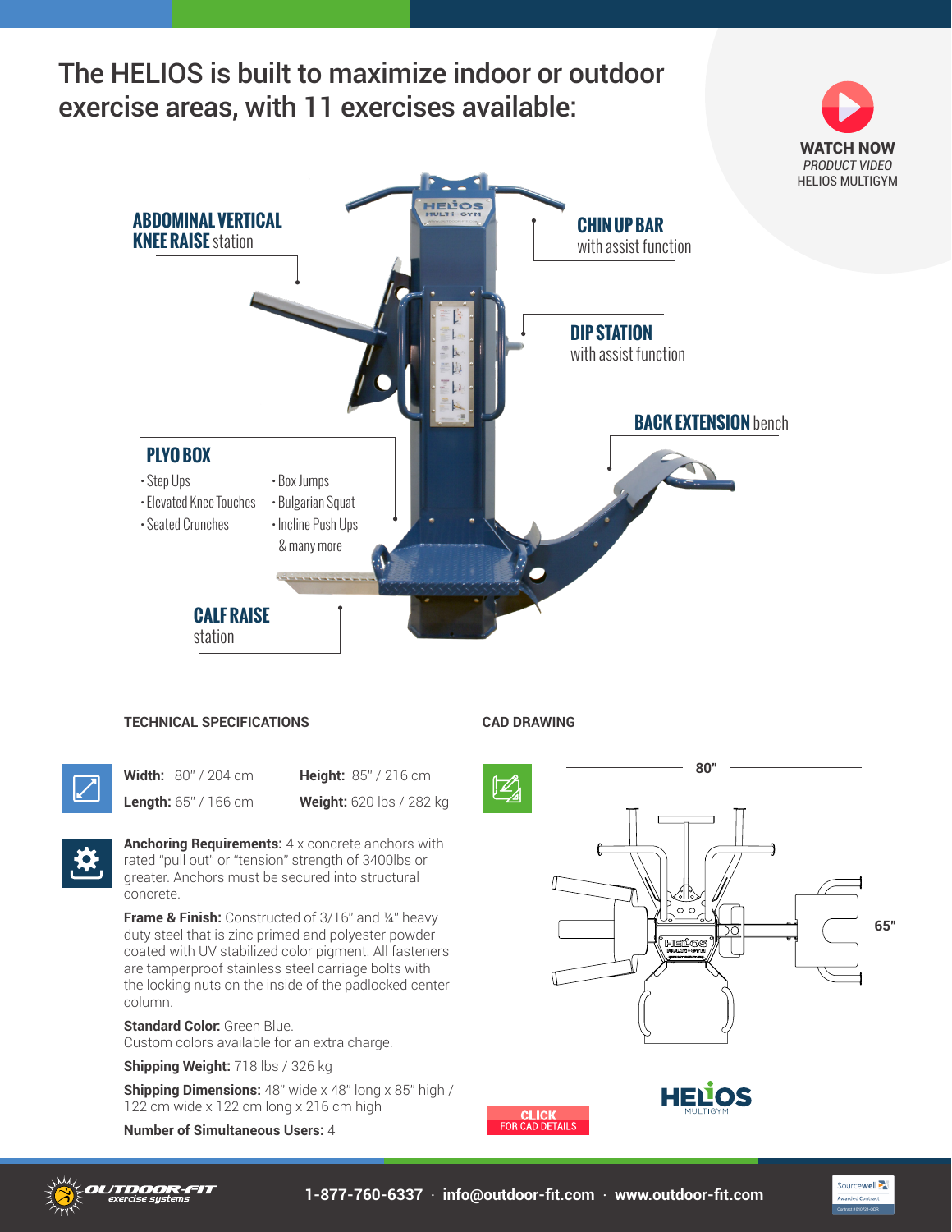# The HELIOS is built to maximize indoor or outdoor exercise areas, with 11 exercises available:

**WATCH NOW**
*PRODUCT VIDEO*
HELIOS MULTIGYM

**ABDOMINAL VERTICAL KNEE RAISE** station

**CHIN UP BAR** with assist function

**DIP STATION** with assist function

**BACK EXTENSION** bench

**PLYO BOX**

- Step Ups
- Elevated Knee Touches
- Seated Crunches
- Box Jumps
- Bulgarian Squat
- Incline Push Ups

& many more

**CALF RAISE** station

## TECHNICAL SPECIFICATIONS

**Width:** 80" / 204 cm
**Length:** 65" / 166 cm
**Height:** 85" / 216 cm
**Weight:** 620 lbs / 282 kg

**Anchoring Requirements:** 4 x concrete anchors with rated "pull out" or "tension" strength of 3400lbs or greater. Anchors must be secured into structural concrete.

**Frame & Finish:** Constructed of 3/16" and ¼" heavy duty steel that is zinc primed and polyester powder coated with UV stabilized color pigment. All fasteners are tamperproof stainless steel carriage bolts with the locking nuts on the inside of the padlocked center column.

**Standard Color:** Green Blue.
Custom colors available for an extra charge.

**Shipping Weight:** 718 lbs / 326 kg

**Shipping Dimensions:** 48" wide x 48" long x 85" high / 122 cm wide x 122 cm long x 216 cm high

**Number of Simultaneous Users:** 4

## CAD DRAWING

80"

65"

HELIOS MULTIGYM

CLICK FOR CAD DETAILS

1-877-760-6337 · info@outdoor-fit.com · www.outdoor-fit.com